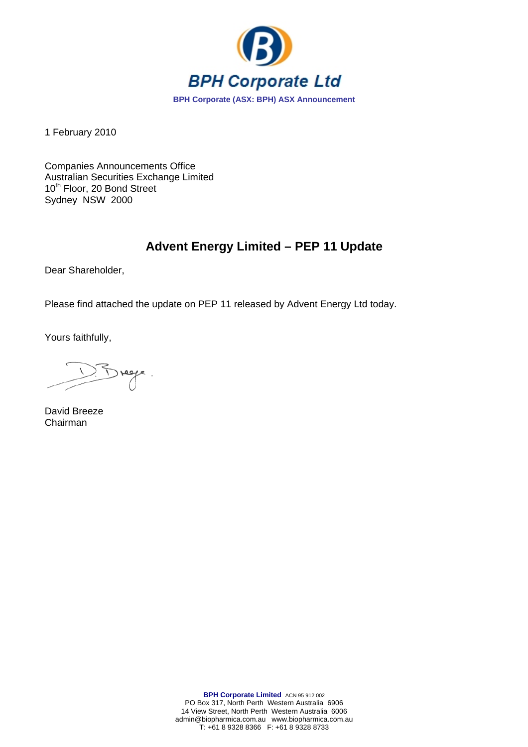# BPH Corporate Ltd

**BPH Corporate (ASX: BPH) ASX Announcement**

1 February 2010

Companies Announcements Office
Australian Securities Exchange Limited
10th Floor, 20 Bond Street
Sydney NSW 2000

## Advent Energy Limited – PEP 11 Update

Dear Shareholder,

Please find attached the update on PEP 11 released by Advent Energy Ltd today.

Yours faithfully,

David Breeze
Chairman

**BPH Corporate Limited** ACN 95 912 002
PO Box 317, North Perth Western Australia 6906
14 View Street, North Perth Western Australia 6006
admin@biopharmica.com.au www.biopharmica.com.au
T: +61 8 9328 8366 F: +61 8 9328 8733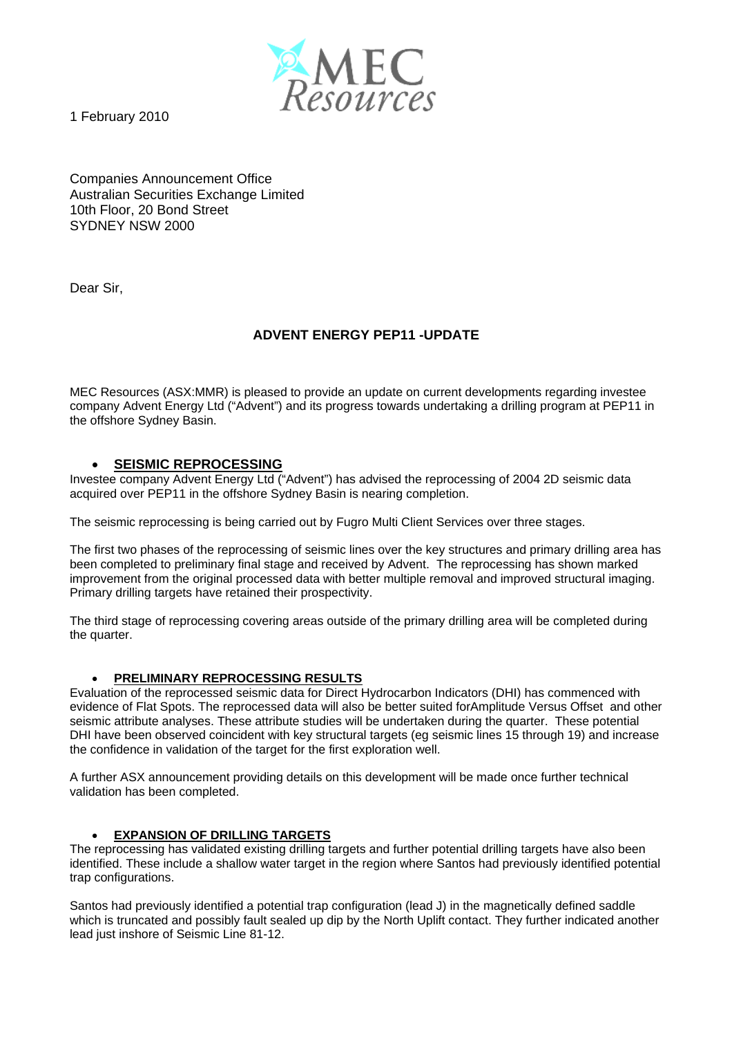1 February 2010

Companies Announcement Office
Australian Securities Exchange Limited
10th Floor, 20 Bond Street
SYDNEY NSW 2000

Dear Sir,

## ADVENT ENERGY PEP11 -UPDATE

MEC Resources (ASX:MMR) is pleased to provide an update on current developments regarding investee company Advent Energy Ltd ("Advent") and its progress towards undertaking a drilling program at PEP11 in the offshore Sydney Basin.

- **SEISMIC REPROCESSING**

Investee company Advent Energy Ltd ("Advent") has advised the reprocessing of 2004 2D seismic data acquired over PEP11 in the offshore Sydney Basin is nearing completion.

The seismic reprocessing is being carried out by Fugro Multi Client Services over three stages.

The first two phases of the reprocessing of seismic lines over the key structures and primary drilling area has been completed to preliminary final stage and received by Advent. The reprocessing has shown marked improvement from the original processed data with better multiple removal and improved structural imaging. Primary drilling targets have retained their prospectivity.

The third stage of reprocessing covering areas outside of the primary drilling area will be completed during the quarter.

- **PRELIMINARY REPROCESSING RESULTS**

Evaluation of the reprocessed seismic data for Direct Hydrocarbon Indicators (DHI) has commenced with evidence of Flat Spots. The reprocessed data will also be better suited forAmplitude Versus Offset and other seismic attribute analyses. These attribute studies will be undertaken during the quarter. These potential DHI have been observed coincident with key structural targets (eg seismic lines 15 through 19) and increase the confidence in validation of the target for the first exploration well.

A further ASX announcement providing details on this development will be made once further technical validation has been completed.

- **EXPANSION OF DRILLING TARGETS**

The reprocessing has validated existing drilling targets and further potential drilling targets have also been identified. These include a shallow water target in the region where Santos had previously identified potential trap configurations.

Santos had previously identified a potential trap configuration (lead J) in the magnetically defined saddle which is truncated and possibly fault sealed up dip by the North Uplift contact. They further indicated another lead just inshore of Seismic Line 81-12.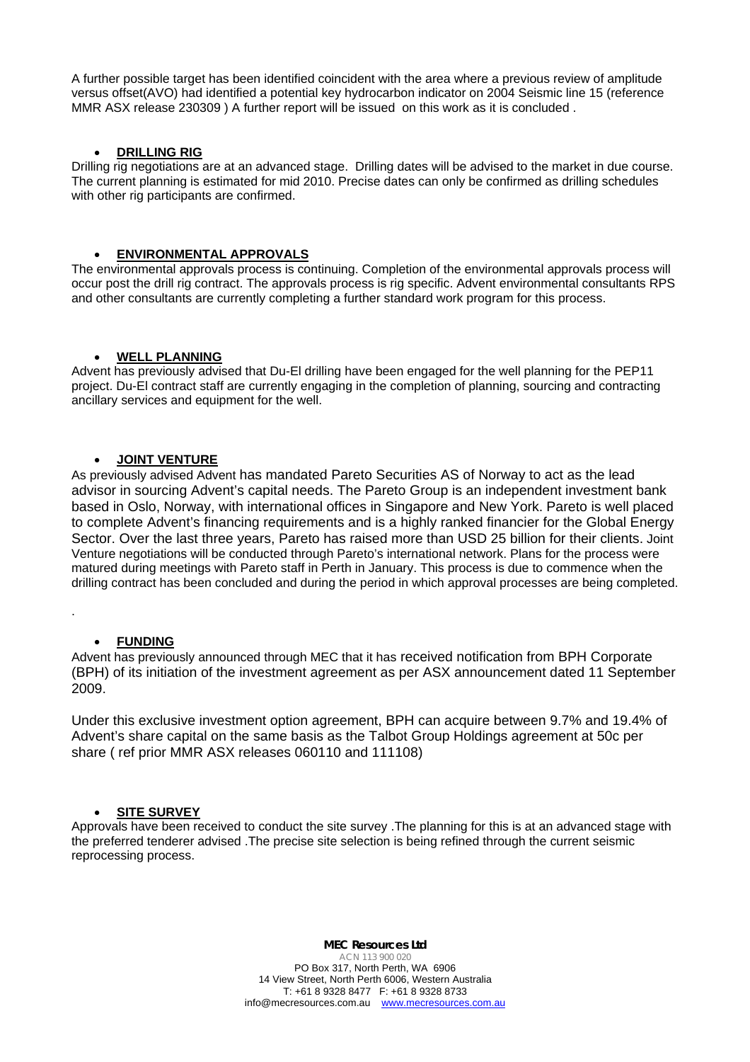A further possible target has been identified coincident with the area where a previous review of amplitude versus offset(AVO) had identified a potential key hydrocarbon indicator on 2004 Seismic line 15 (reference MMR ASX release 230309 ) A further report will be issued on this work as it is concluded .

- **DRILLING RIG**

Drilling rig negotiations are at an advanced stage. Drilling dates will be advised to the market in due course. The current planning is estimated for mid 2010. Precise dates can only be confirmed as drilling schedules with other rig participants are confirmed.

- **ENVIRONMENTAL APPROVALS**

The environmental approvals process is continuing. Completion of the environmental approvals process will occur post the drill rig contract. The approvals process is rig specific. Advent environmental consultants RPS and other consultants are currently completing a further standard work program for this process.

- **WELL PLANNING**

Advent has previously advised that Du-El drilling have been engaged for the well planning for the PEP11 project. Du-El contract staff are currently engaging in the completion of planning, sourcing and contracting ancillary services and equipment for the well.

- **JOINT VENTURE**

As previously advised Advent has mandated Pareto Securities AS of Norway to act as the lead advisor in sourcing Advent's capital needs. The Pareto Group is an independent investment bank based in Oslo, Norway, with international offices in Singapore and New York. Pareto is well placed to complete Advent's financing requirements and is a highly ranked financier for the Global Energy Sector. Over the last three years, Pareto has raised more than USD 25 billion for their clients. Joint Venture negotiations will be conducted through Pareto's international network. Plans for the process were matured during meetings with Pareto staff in Perth in January. This process is due to commence when the drilling contract has been concluded and during the period in which approval processes are being completed.

.

- **FUNDING**

Advent has previously announced through MEC that it has received notification from BPH Corporate (BPH) of its initiation of the investment agreement as per ASX announcement dated 11 September 2009.

Under this exclusive investment option agreement, BPH can acquire between 9.7% and 19.4% of Advent's share capital on the same basis as the Talbot Group Holdings agreement at 50c per share ( ref prior MMR ASX releases 060110 and 111108)

- **SITE SURVEY**

Approvals have been received to conduct the site survey .The planning for this is at an advanced stage with the preferred tenderer advised .The precise site selection is being refined through the current seismic reprocessing process.

**MEC Resources Ltd**
ACN 113 900 020
PO Box 317, North Perth, WA 6906
14 View Street, North Perth 6006, Western Australia
T: +61 8 9328 8477 F: +61 8 9328 8733
info@mecresources.com.au www.mecresources.com.au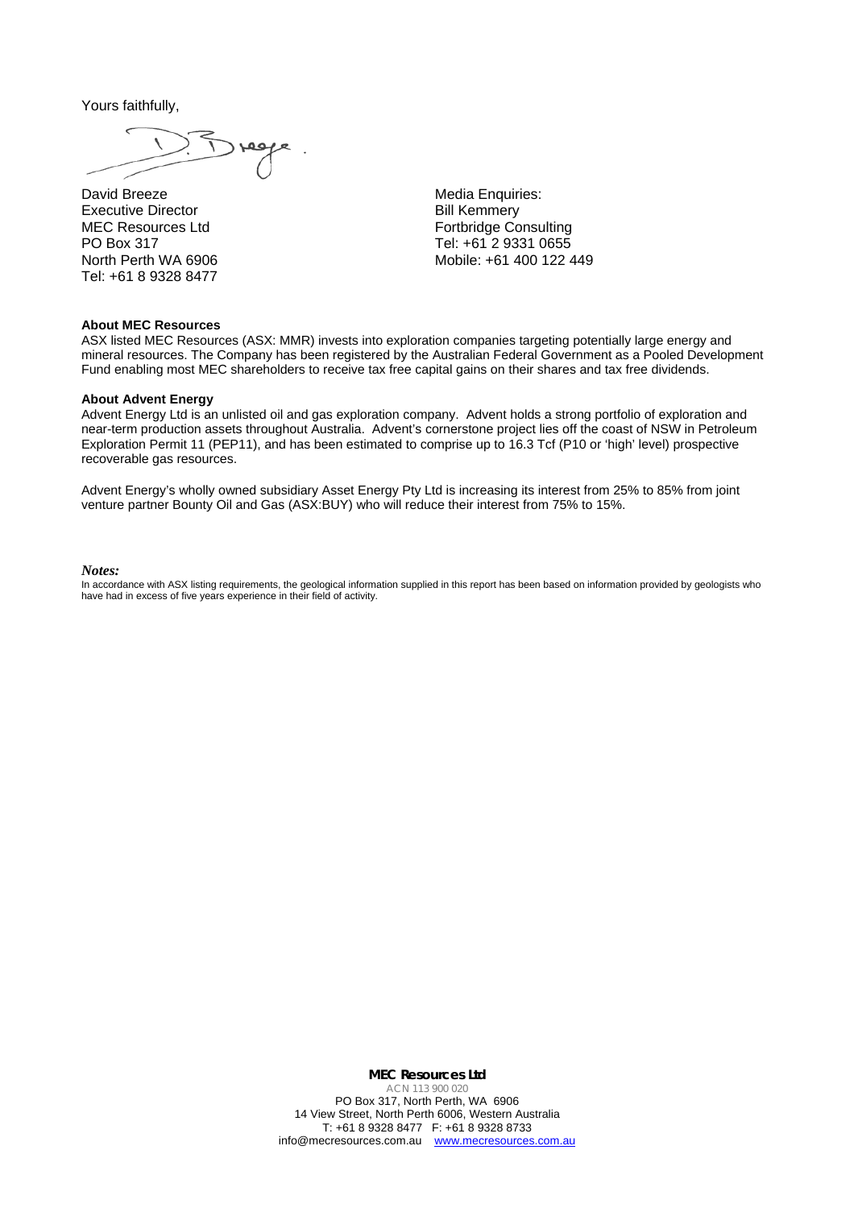Yours faithfully,

David Breeze
Executive Director
MEC Resources Ltd
PO Box 317
North Perth WA 6906
Tel: +61 8 9328 8477

Media Enquiries:
Bill Kemmery
Fortbridge Consulting
Tel: +61 2 9331 0655
Mobile: +61 400 122 449

**About MEC Resources**

ASX listed MEC Resources (ASX: MMR) invests into exploration companies targeting potentially large energy and mineral resources. The Company has been registered by the Australian Federal Government as a Pooled Development Fund enabling most MEC shareholders to receive tax free capital gains on their shares and tax free dividends.

**About Advent Energy**

Advent Energy Ltd is an unlisted oil and gas exploration company. Advent holds a strong portfolio of exploration and near-term production assets throughout Australia. Advent's cornerstone project lies off the coast of NSW in Petroleum Exploration Permit 11 (PEP11), and has been estimated to comprise up to 16.3 Tcf (P10 or 'high' level) prospective recoverable gas resources.

Advent Energy's wholly owned subsidiary Asset Energy Pty Ltd is increasing its interest from 25% to 85% from joint venture partner Bounty Oil and Gas (ASX:BUY) who will reduce their interest from 75% to 15%.

***Notes:***

In accordance with ASX listing requirements, the geological information supplied in this report has been based on information provided by geologists who have had in excess of five years experience in their field of activity.

**MEC Resources Ltd**
ACN 113 900 020
PO Box 317, North Perth, WA 6906
14 View Street, North Perth 6006, Western Australia
T: +61 8 9328 8477 F: +61 8 9328 8733
info@mecresources.com.au www.mecresources.com.au